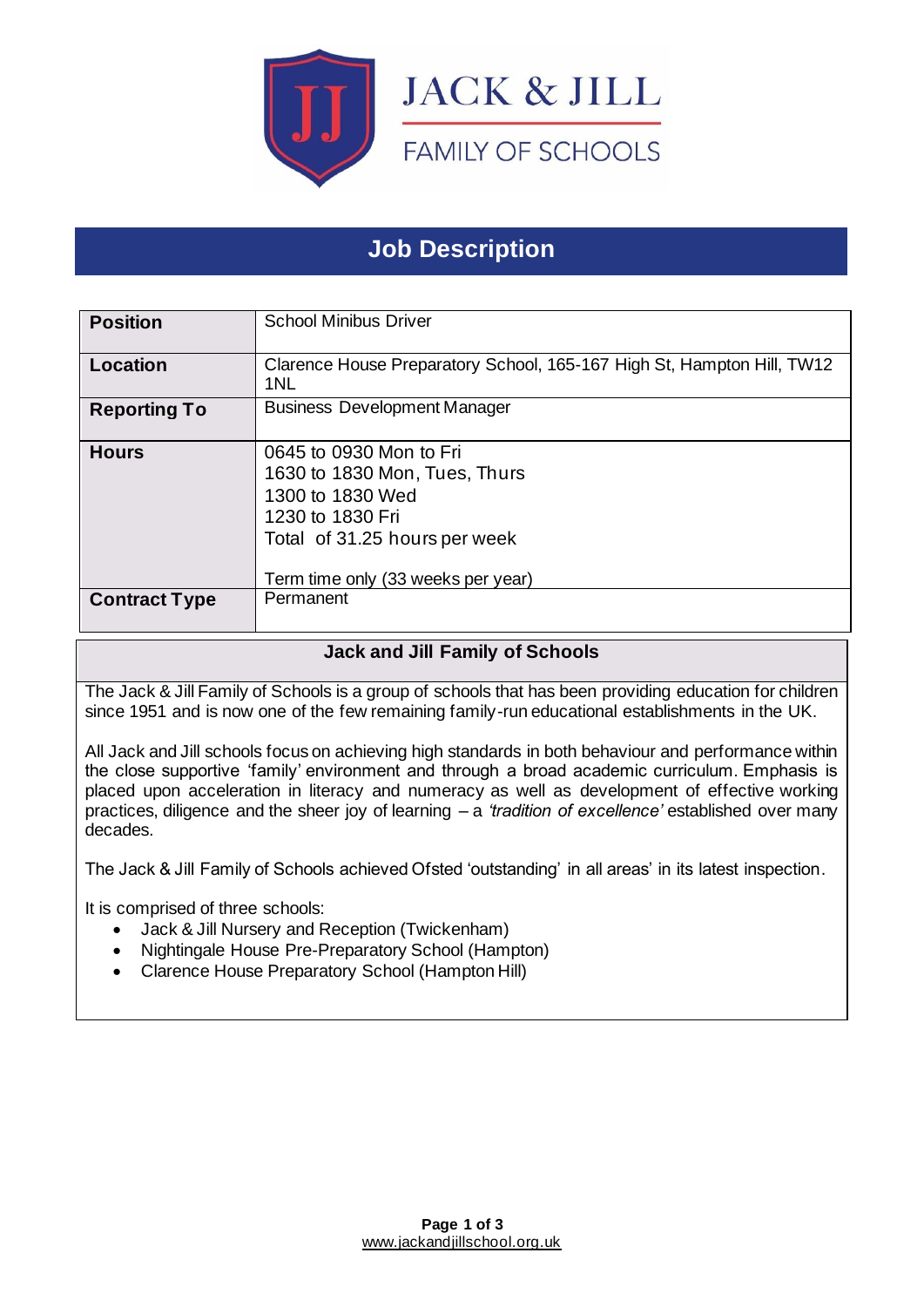JACK & JILL

FAMILY OF SCHOOLS

# Job Description

| **Position** | School Minibus Driver |
|---|---|
| **Location** | Clarence House Preparatory School, 165-167 High St, Hampton Hill, TW12 1NL |
| **Reporting To** | Business Development Manager |
| **Hours** | 0645 to 0930 Mon to Fri<br>1630 to 1830 Mon, Tues, Thurs<br>1300 to 1830 Wed<br>1230 to 1830 Fri<br>Total of 31.25 hours per week<br><br>Term time only (33 weeks per year) |
| **Contract Type** | Permanent |

## Jack and Jill Family of Schools

The Jack & Jill Family of Schools is a group of schools that has been providing education for children since 1951 and is now one of the few remaining family-run educational establishments in the UK.

All Jack and Jill schools focus on achieving high standards in both behaviour and performance within the close supportive 'family' environment and through a broad academic curriculum. Emphasis is placed upon acceleration in literacy and numeracy as well as development of effective working practices, diligence and the sheer joy of learning – a *'tradition of excellence'* established over many decades.

The Jack & Jill Family of Schools achieved Ofsted 'outstanding' in all areas' in its latest inspection.

It is comprised of three schools:

- Jack & Jill Nursery and Reception (Twickenham)
- Nightingale House Pre-Preparatory School (Hampton)
- Clarence House Preparatory School (Hampton Hill)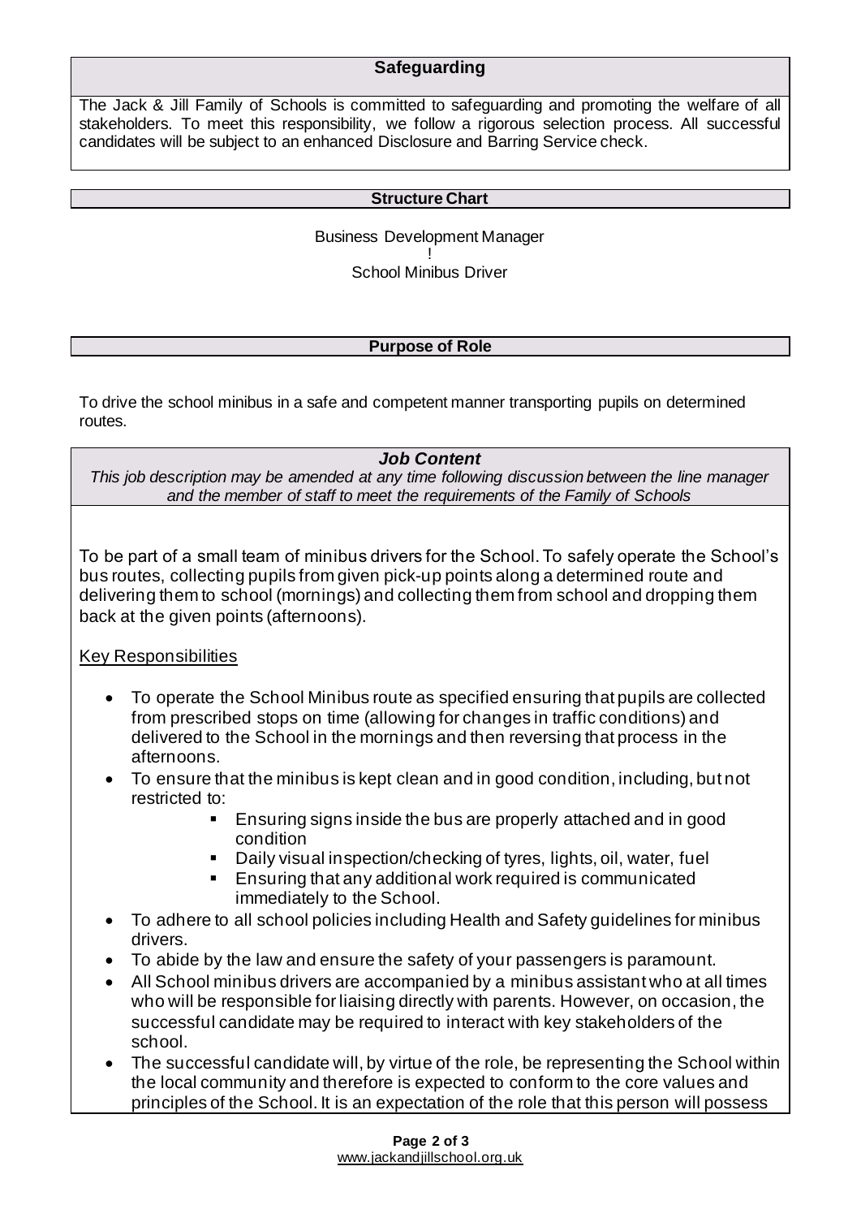## Safeguarding

The Jack & Jill Family of Schools is committed to safeguarding and promoting the welfare of all stakeholders. To meet this responsibility, we follow a rigorous selection process. All successful candidates will be subject to an enhanced Disclosure and Barring Service check.

## Structure Chart

Business Development Manager
!
School Minibus Driver

## Purpose of Role

To drive the school minibus in a safe and competent manner transporting pupils on determined routes.

## *Job Content*

*This job description may be amended at any time following discussion between the line manager and the member of staff to meet the requirements of the Family of Schools*

To be part of a small team of minibus drivers for the School. To safely operate the School's bus routes, collecting pupils from given pick-up points along a determined route and delivering them to school (mornings) and collecting them from school and dropping them back at the given points (afternoons).

Key Responsibilities

- To operate the School Minibus route as specified ensuring that pupils are collected from prescribed stops on time (allowing for changes in traffic conditions) and delivered to the School in the mornings and then reversing that process in the afternoons.
- To ensure that the minibus is kept clean and in good condition, including, but not restricted to:
  - Ensuring signs inside the bus are properly attached and in good condition
  - Daily visual inspection/checking of tyres, lights, oil, water, fuel
  - Ensuring that any additional work required is communicated immediately to the School.
- To adhere to all school policies including Health and Safety guidelines for minibus drivers.
- To abide by the law and ensure the safety of your passengers is paramount.
- All School minibus drivers are accompanied by a minibus assistant who at all times who will be responsible for liaising directly with parents. However, on occasion, the successful candidate may be required to interact with key stakeholders of the school.
- The successful candidate will, by virtue of the role, be representing the School within the local community and therefore is expected to conform to the core values and principles of the School. It is an expectation of the role that this person will possess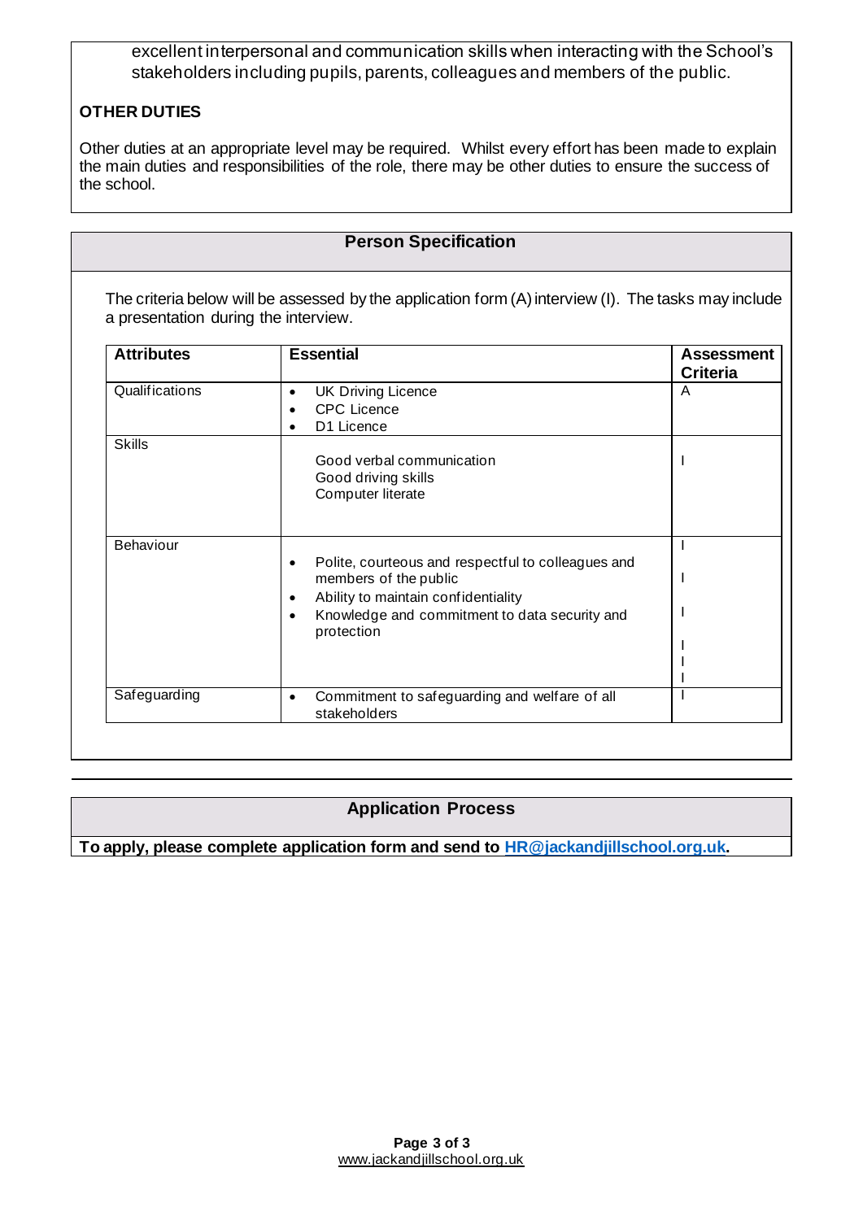excellent interpersonal and communication skills when interacting with the School's stakeholders including pupils, parents, colleagues and members of the public.

**OTHER DUTIES**

Other duties at an appropriate level may be required. Whilst every effort has been made to explain the main duties and responsibilities of the role, there may be other duties to ensure the success of the school.

## Person Specification

The criteria below will be assessed by the application form (A) interview (I). The tasks may include a presentation during the interview.

| Attributes | Essential | Assessment Criteria |
|---|---|---|
| Qualifications | • UK Driving Licence<br>• CPC Licence<br>• D1 Licence | A |
| Skills | Good verbal communication<br>Good driving skills<br>Computer literate | I |
| Behaviour | • Polite, courteous and respectful to colleagues and members of the public<br>• Ability to maintain confidentiality<br>• Knowledge and commitment to data security and protection | I<br>I<br>I<br>I<br>I<br>I |
| Safeguarding | • Commitment to safeguarding and welfare of all stakeholders | I |

## Application Process

**To apply, please complete application form and send to HR@jackandjillschool.org.uk.**

www.jackandjillschool.org.uk